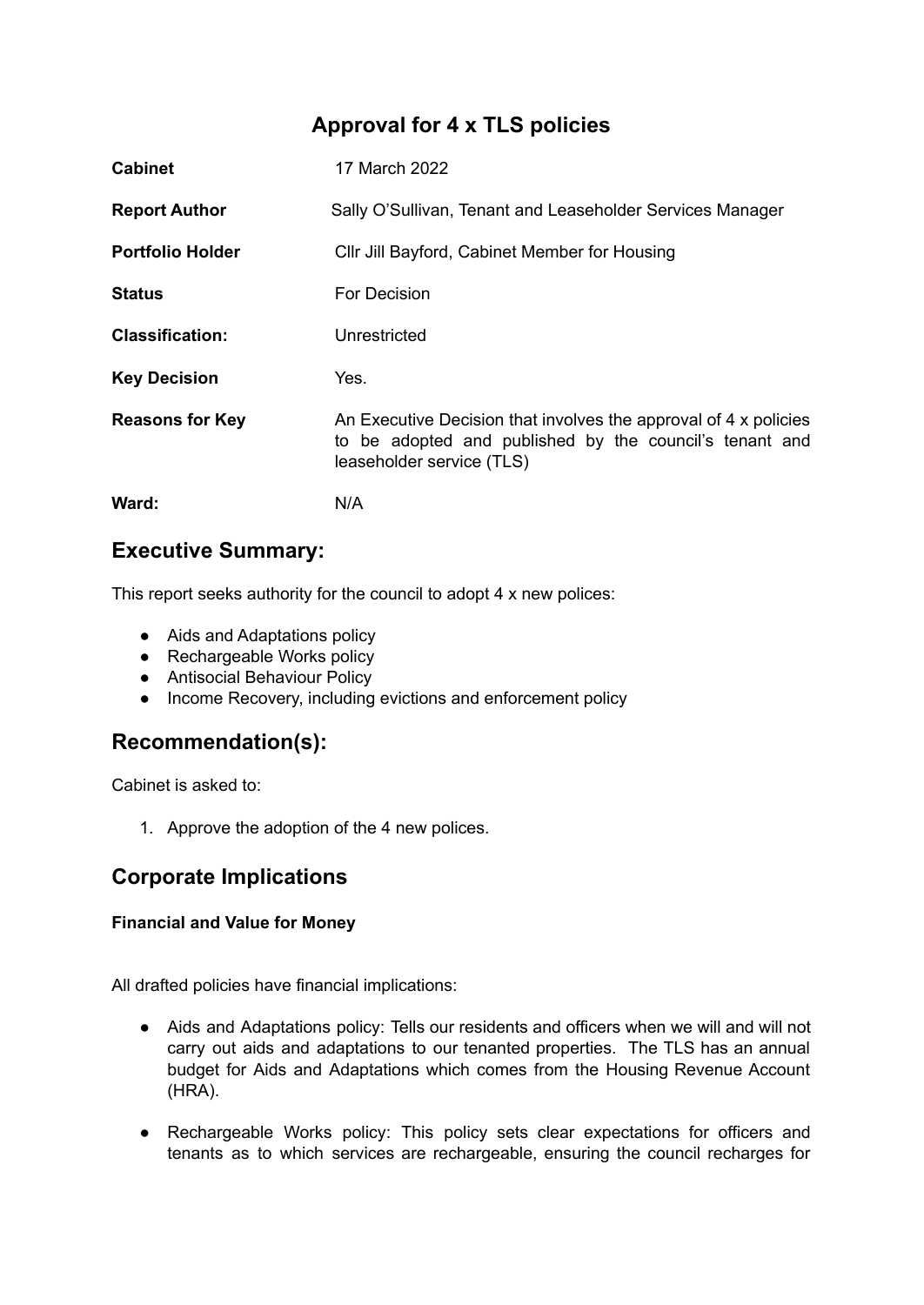# Approval for 4 x TLS policies

| | |
|---|---|
| **Cabinet** | 17 March 2022 |
| **Report Author** | Sally O'Sullivan, Tenant and Leaseholder Services Manager |
| **Portfolio Holder** | Cllr Jill Bayford, Cabinet Member for Housing |
| **Status** | For Decision |
| **Classification:** | Unrestricted |
| **Key Decision** | Yes. |
| **Reasons for Key** | An Executive Decision that involves the approval of 4 x policies to be adopted and published by the council's tenant and leaseholder service (TLS) |
| **Ward:** | N/A |

## Executive Summary:

This report seeks authority for the council to adopt 4 x new polices:

- Aids and Adaptations policy
- Rechargeable Works policy
- Antisocial Behaviour Policy
- Income Recovery, including evictions and enforcement policy

## Recommendation(s):

Cabinet is asked to:

1. Approve the adoption of the 4 new polices.

## Corporate Implications

**Financial and Value for Money**

All drafted policies have financial implications:

- Aids and Adaptations policy: Tells our residents and officers when we will and will not carry out aids and adaptations to our tenanted properties. The TLS has an annual budget for Aids and Adaptations which comes from the Housing Revenue Account (HRA).
- Rechargeable Works policy: This policy sets clear expectations for officers and tenants as to which services are rechargeable, ensuring the council recharges for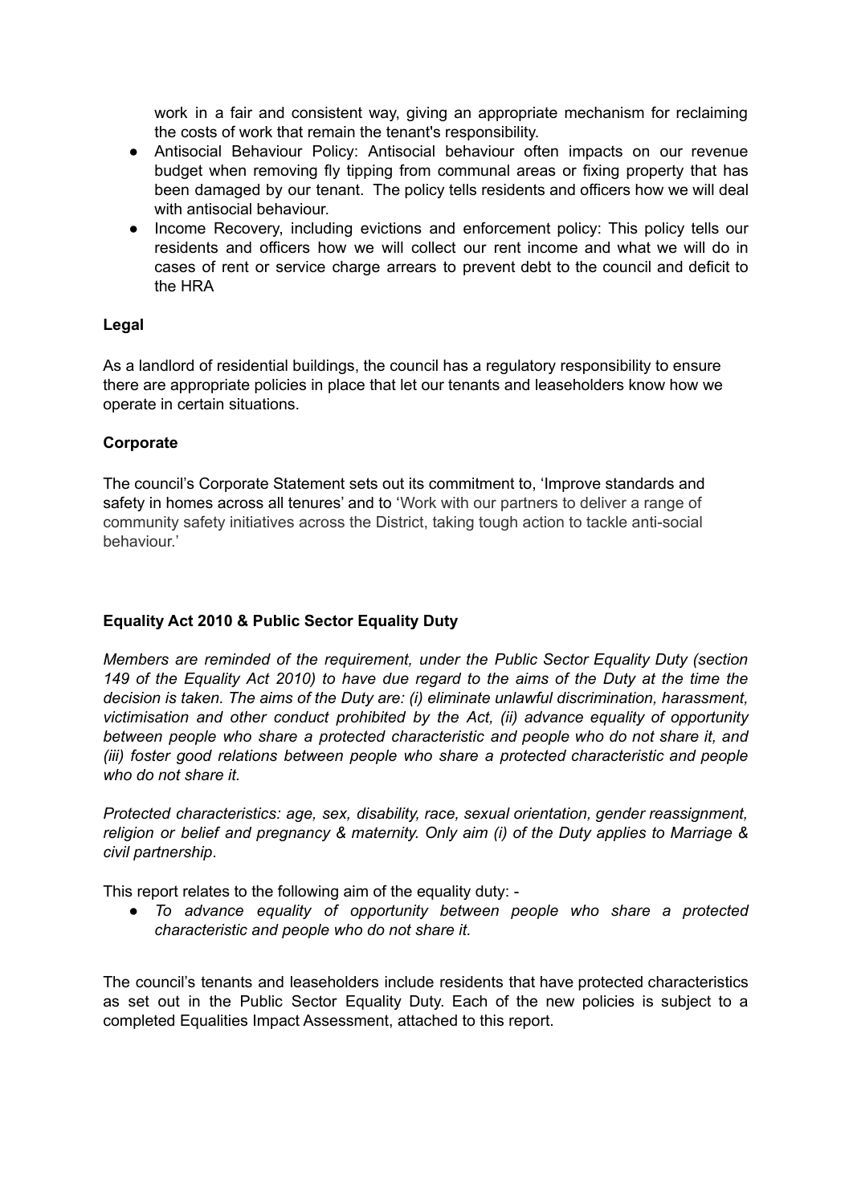work in a fair and consistent way, giving an appropriate mechanism for reclaiming the costs of work that remain the tenant's responsibility.

- Antisocial Behaviour Policy: Antisocial behaviour often impacts on our revenue budget when removing fly tipping from communal areas or fixing property that has been damaged by our tenant. The policy tells residents and officers how we will deal with antisocial behaviour.
- Income Recovery, including evictions and enforcement policy: This policy tells our residents and officers how we will collect our rent income and what we will do in cases of rent or service charge arrears to prevent debt to the council and deficit to the HRA

**Legal**

As a landlord of residential buildings, the council has a regulatory responsibility to ensure there are appropriate policies in place that let our tenants and leaseholders know how we operate in certain situations.

**Corporate**

The council's Corporate Statement sets out its commitment to, 'Improve standards and safety in homes across all tenures' and to 'Work with our partners to deliver a range of community safety initiatives across the District, taking tough action to tackle anti-social behaviour.'

**Equality Act 2010 & Public Sector Equality Duty**

*Members are reminded of the requirement, under the Public Sector Equality Duty (section 149 of the Equality Act 2010) to have due regard to the aims of the Duty at the time the decision is taken. The aims of the Duty are: (i) eliminate unlawful discrimination, harassment, victimisation and other conduct prohibited by the Act, (ii) advance equality of opportunity between people who share a protected characteristic and people who do not share it, and (iii) foster good relations between people who share a protected characteristic and people who do not share it.*

*Protected characteristics: age, sex, disability, race, sexual orientation, gender reassignment, religion or belief and pregnancy & maternity. Only aim (i) of the Duty applies to Marriage & civil partnership*.

This report relates to the following aim of the equality duty: -

- *To advance equality of opportunity between people who share a protected characteristic and people who do not share it.*

The council's tenants and leaseholders include residents that have protected characteristics as set out in the Public Sector Equality Duty. Each of the new policies is subject to a completed Equalities Impact Assessment, attached to this report.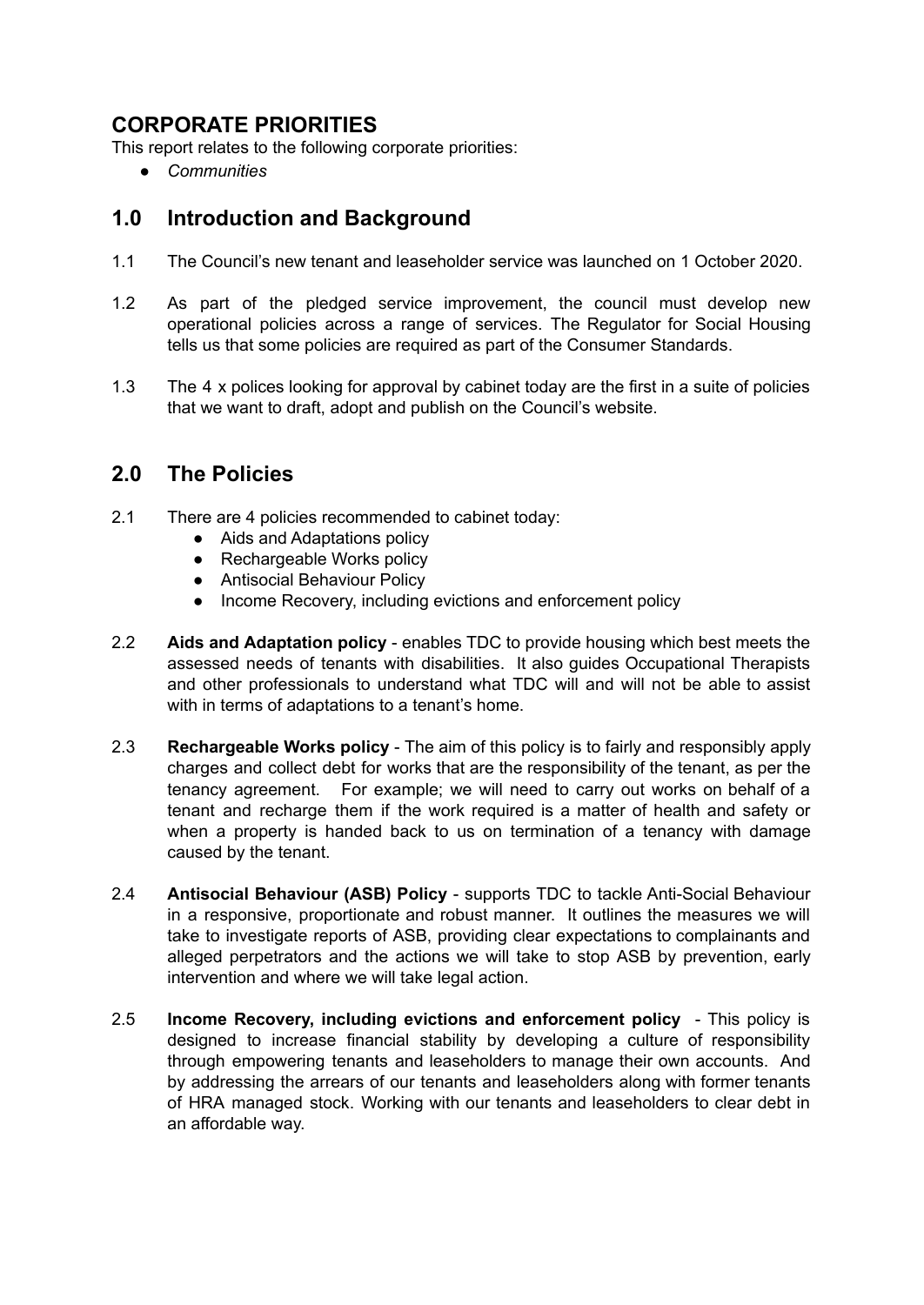## CORPORATE PRIORITIES

This report relates to the following corporate priorities:

- *Communities*

## 1.0 Introduction and Background

1.1 The Council's new tenant and leaseholder service was launched on 1 October 2020.

1.2 As part of the pledged service improvement, the council must develop new operational policies across a range of services. The Regulator for Social Housing tells us that some policies are required as part of the Consumer Standards.

1.3 The 4 x polices looking for approval by cabinet today are the first in a suite of policies that we want to draft, adopt and publish on the Council's website.

## 2.0 The Policies

2.1 There are 4 policies recommended to cabinet today:

- Aids and Adaptations policy
- Rechargeable Works policy
- Antisocial Behaviour Policy
- Income Recovery, including evictions and enforcement policy

2.2 **Aids and Adaptation policy** - enables TDC to provide housing which best meets the assessed needs of tenants with disabilities. It also guides Occupational Therapists and other professionals to understand what TDC will and will not be able to assist with in terms of adaptations to a tenant's home.

2.3 **Rechargeable Works policy** - The aim of this policy is to fairly and responsibly apply charges and collect debt for works that are the responsibility of the tenant, as per the tenancy agreement. For example; we will need to carry out works on behalf of a tenant and recharge them if the work required is a matter of health and safety or when a property is handed back to us on termination of a tenancy with damage caused by the tenant.

2.4 **Antisocial Behaviour (ASB) Policy** - supports TDC to tackle Anti-Social Behaviour in a responsive, proportionate and robust manner. It outlines the measures we will take to investigate reports of ASB, providing clear expectations to complainants and alleged perpetrators and the actions we will take to stop ASB by prevention, early intervention and where we will take legal action.

2.5 **Income Recovery, including evictions and enforcement policy** - This policy is designed to increase financial stability by developing a culture of responsibility through empowering tenants and leaseholders to manage their own accounts. And by addressing the arrears of our tenants and leaseholders along with former tenants of HRA managed stock. Working with our tenants and leaseholders to clear debt in an affordable way.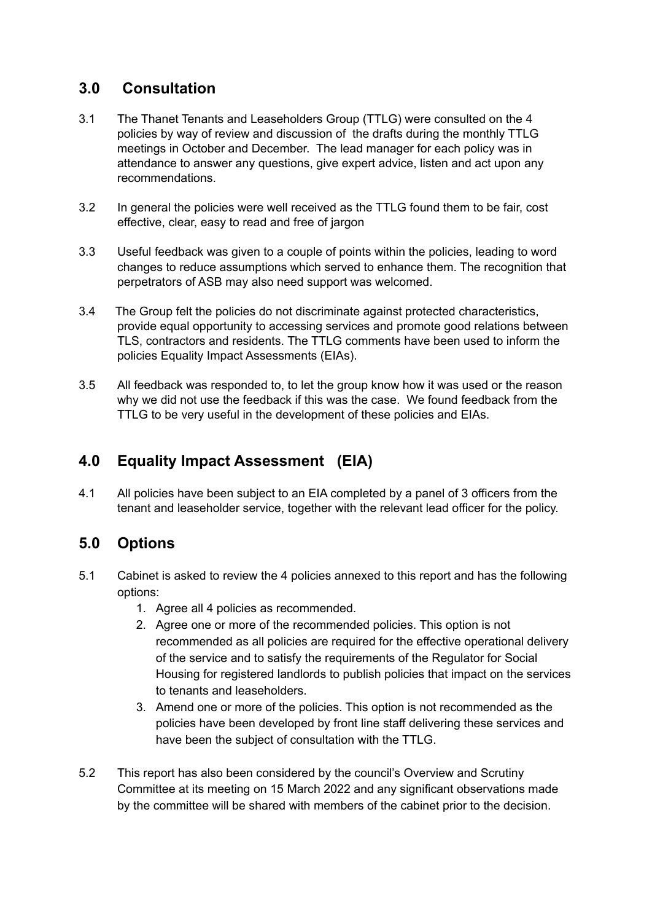## 3.0 Consultation

3.1 The Thanet Tenants and Leaseholders Group (TTLG) were consulted on the 4 policies by way of review and discussion of the drafts during the monthly TTLG meetings in October and December. The lead manager for each policy was in attendance to answer any questions, give expert advice, listen and act upon any recommendations.

3.2 In general the policies were well received as the TTLG found them to be fair, cost effective, clear, easy to read and free of jargon

3.3 Useful feedback was given to a couple of points within the policies, leading to word changes to reduce assumptions which served to enhance them. The recognition that perpetrators of ASB may also need support was welcomed.

3.4 The Group felt the policies do not discriminate against protected characteristics, provide equal opportunity to accessing services and promote good relations between TLS, contractors and residents. The TTLG comments have been used to inform the policies Equality Impact Assessments (EIAs).

3.5 All feedback was responded to, to let the group know how it was used or the reason why we did not use the feedback if this was the case. We found feedback from the TTLG to be very useful in the development of these policies and EIAs.

## 4.0 Equality Impact Assessment (EIA)

4.1 All policies have been subject to an EIA completed by a panel of 3 officers from the tenant and leaseholder service, together with the relevant lead officer for the policy.

## 5.0 Options

5.1 Cabinet is asked to review the 4 policies annexed to this report and has the following options:

1. Agree all 4 policies as recommended.
2. Agree one or more of the recommended policies. This option is not recommended as all policies are required for the effective operational delivery of the service and to satisfy the requirements of the Regulator for Social Housing for registered landlords to publish policies that impact on the services to tenants and leaseholders.
3. Amend one or more of the policies. This option is not recommended as the policies have been developed by front line staff delivering these services and have been the subject of consultation with the TTLG.

5.2 This report has also been considered by the council's Overview and Scrutiny Committee at its meeting on 15 March 2022 and any significant observations made by the committee will be shared with members of the cabinet prior to the decision.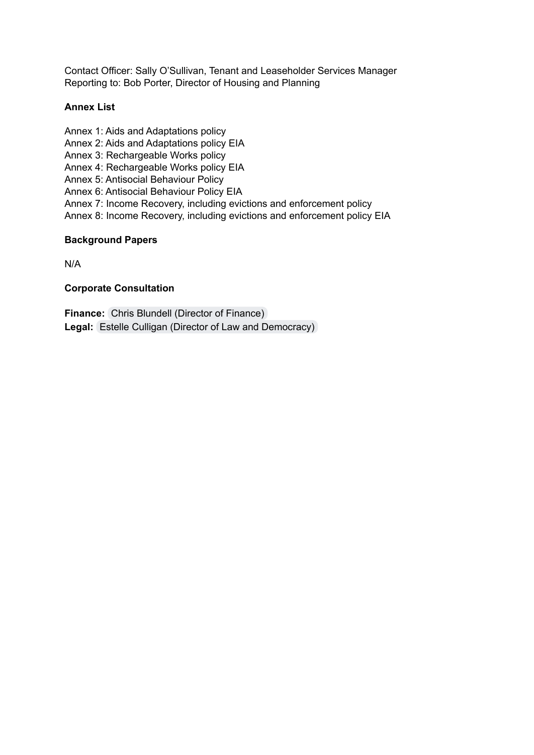Contact Officer: Sally O'Sullivan, Tenant and Leaseholder Services Manager
Reporting to: Bob Porter, Director of Housing and Planning

**Annex List**

Annex 1: Aids and Adaptations policy
Annex 2: Aids and Adaptations policy EIA
Annex 3: Rechargeable Works policy
Annex 4: Rechargeable Works policy EIA
Annex 5: Antisocial Behaviour Policy
Annex 6: Antisocial Behaviour Policy EIA
Annex 7: Income Recovery, including evictions and enforcement policy
Annex 8: Income Recovery, including evictions and enforcement policy EIA

**Background Papers**

N/A

**Corporate Consultation**

**Finance:** Chris Blundell (Director of Finance)
**Legal:** Estelle Culligan (Director of Law and Democracy)